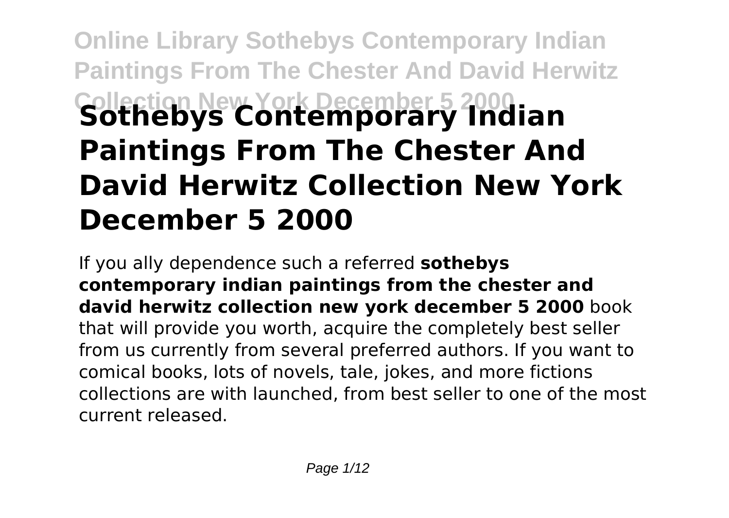# Sothebys Contemporary Indian Paintings From The Chester And David Herwitz Collection New York December 5 2000

If you ally dependence such a referred **sothebys contemporary indian paintings from the chester and david herwitz collection new york december 5 2000** book that will provide you worth, acquire the completely best seller from us currently from several preferred authors. If you want to comical books, lots of novels, tale, jokes, and more fictions collections are with launched, from best seller to one of the most current released.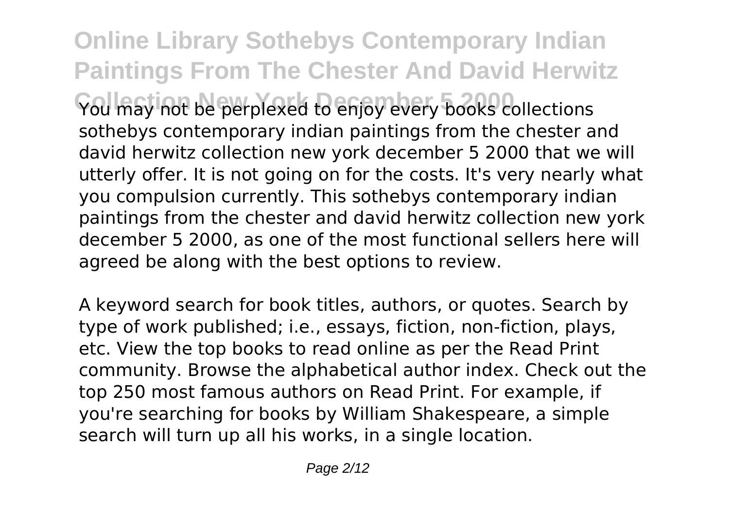You may not be perplexed to enjoy every books collections sothebys contemporary indian paintings from the chester and david herwitz collection new york december 5 2000 that we will utterly offer. It is not going on for the costs. It's very nearly what you compulsion currently. This sothebys contemporary indian paintings from the chester and david herwitz collection new york december 5 2000, as one of the most functional sellers here will agreed be along with the best options to review.

A keyword search for book titles, authors, or quotes. Search by type of work published; i.e., essays, fiction, non-fiction, plays, etc. View the top books to read online as per the Read Print community. Browse the alphabetical author index. Check out the top 250 most famous authors on Read Print. For example, if you're searching for books by William Shakespeare, a simple search will turn up all his works, in a single location.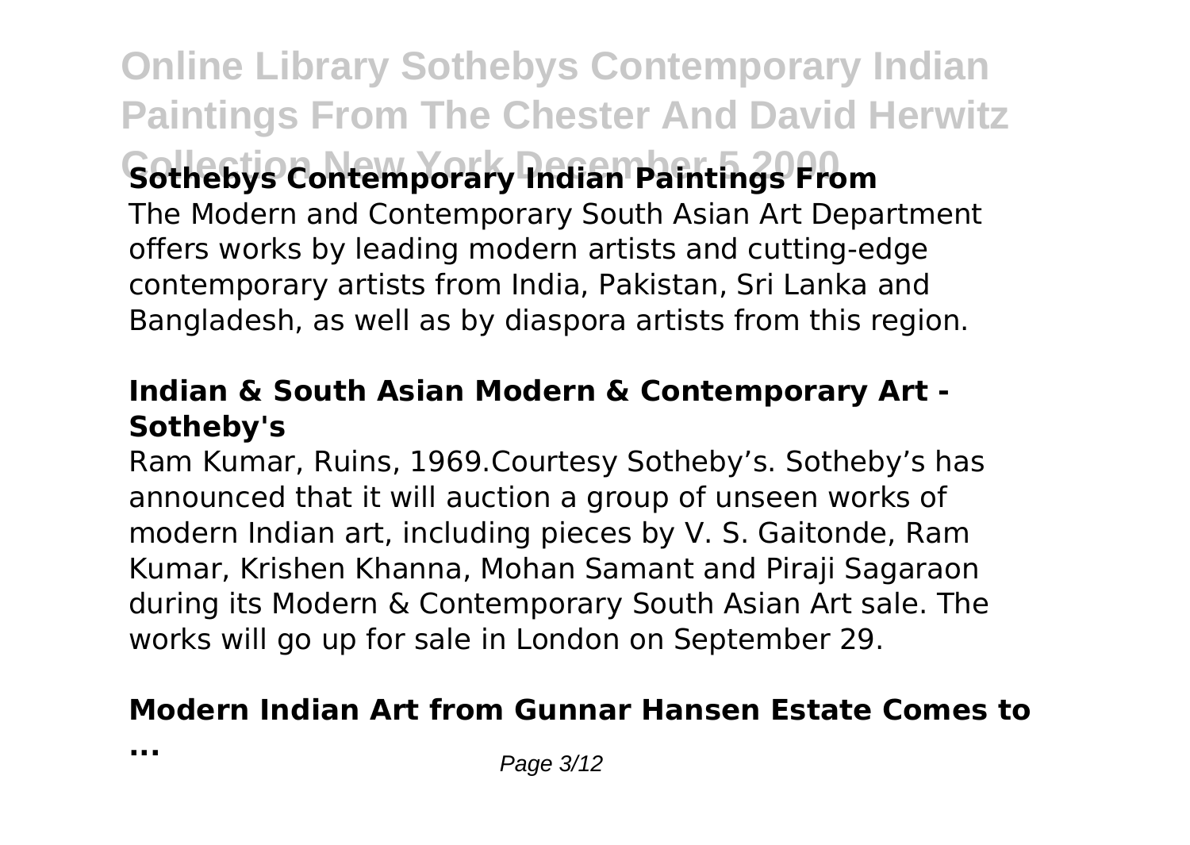### Sothebys Contemporary Indian Paintings From

The Modern and Contemporary South Asian Art Department offers works by leading modern artists and cutting-edge contemporary artists from India, Pakistan, Sri Lanka and Bangladesh, as well as by diaspora artists from this region.

### Indian & South Asian Modern & Contemporary Art - Sotheby's

Ram Kumar, Ruins, 1969.Courtesy Sotheby's. Sotheby's has announced that it will auction a group of unseen works of modern Indian art, including pieces by V. S. Gaitonde, Ram Kumar, Krishen Khanna, Mohan Samant and Piraji Sagaraon during its Modern & Contemporary South Asian Art sale. The works will go up for sale in London on September 29.

### Modern Indian Art from Gunnar Hansen Estate Comes to ...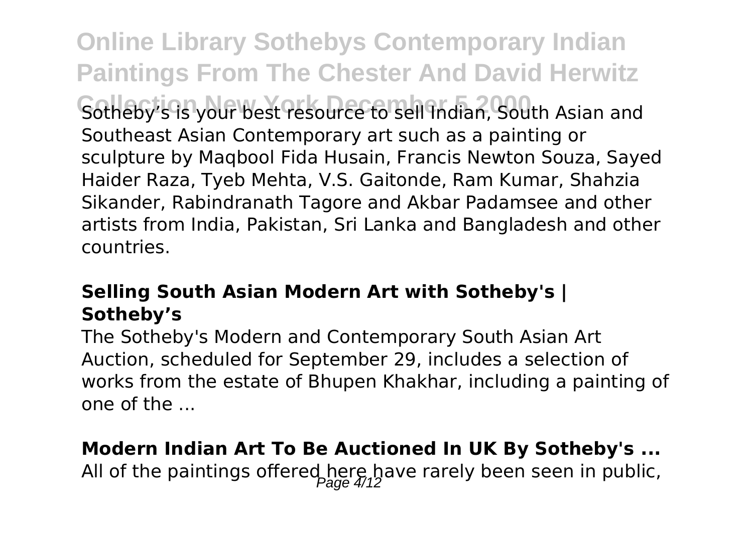Sotheby's is your best resource to sell Indian, South Asian and Southeast Asian Contemporary art such as a painting or sculpture by Maqbool Fida Husain, Francis Newton Souza, Sayed Haider Raza, Tyeb Mehta, V.S. Gaitonde, Ram Kumar, Shahzia Sikander, Rabindranath Tagore and Akbar Padamsee and other artists from India, Pakistan, Sri Lanka and Bangladesh and other countries.

**Selling South Asian Modern Art with Sotheby's | Sotheby's**

The Sotheby's Modern and Contemporary South Asian Art Auction, scheduled for September 29, includes a selection of works from the estate of Bhupen Khakhar, including a painting of one of the ...

**Modern Indian Art To Be Auctioned In UK By Sotheby's ...**

All of the paintings offered here have rarely been seen in public,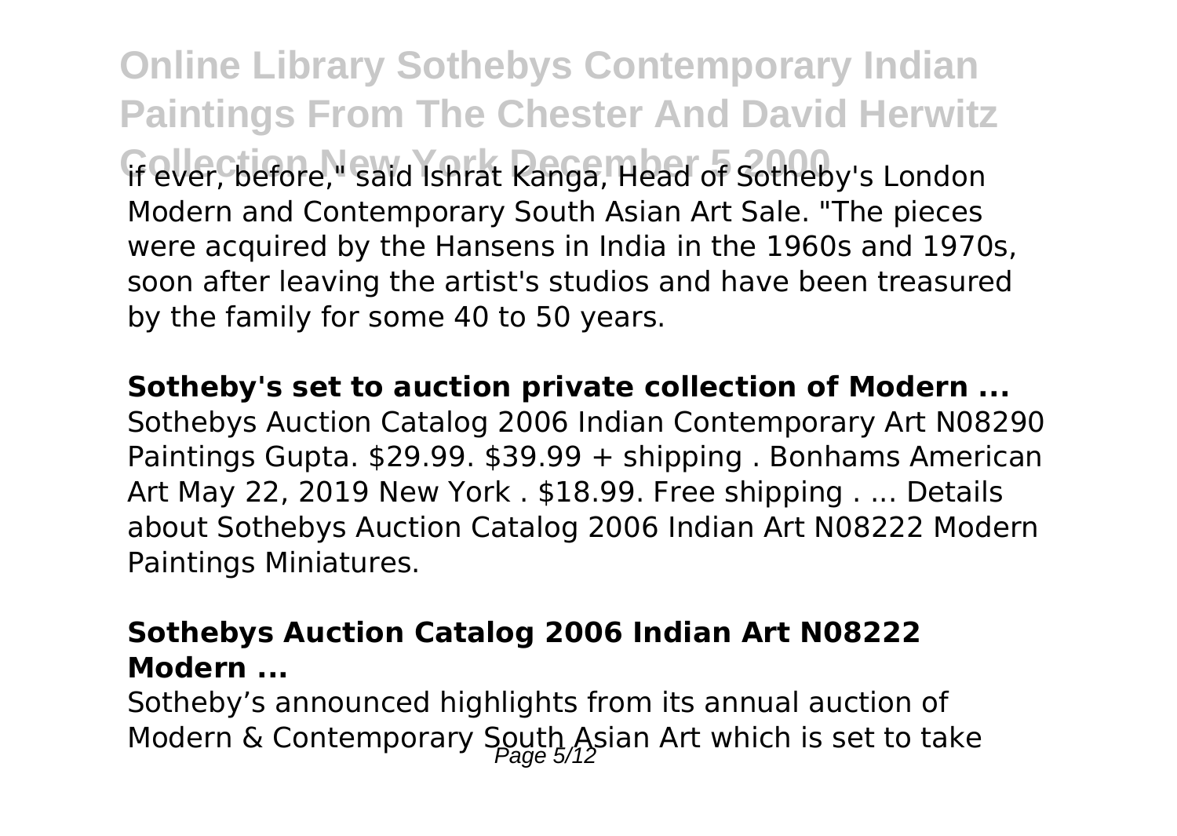if ever, before," said Ishrat Kanga, Head of Sotheby's London Modern and Contemporary South Asian Art Sale. "The pieces were acquired by the Hansens in India in the 1960s and 1970s, soon after leaving the artist's studios and have been treasured by the family for some 40 to 50 years.

**Sotheby's set to auction private collection of Modern ...**

Sothebys Auction Catalog 2006 Indian Contemporary Art N08290 Paintings Gupta. $29.99. $39.99 + shipping . Bonhams American Art May 22, 2019 New York . $18.99. Free shipping . ... Details about Sothebys Auction Catalog 2006 Indian Art N08222 Modern Paintings Miniatures.

### Sothebys Auction Catalog 2006 Indian Art N08222 Modern ...

Sotheby's announced highlights from its annual auction of Modern & Contemporary South Asian Art which is set to take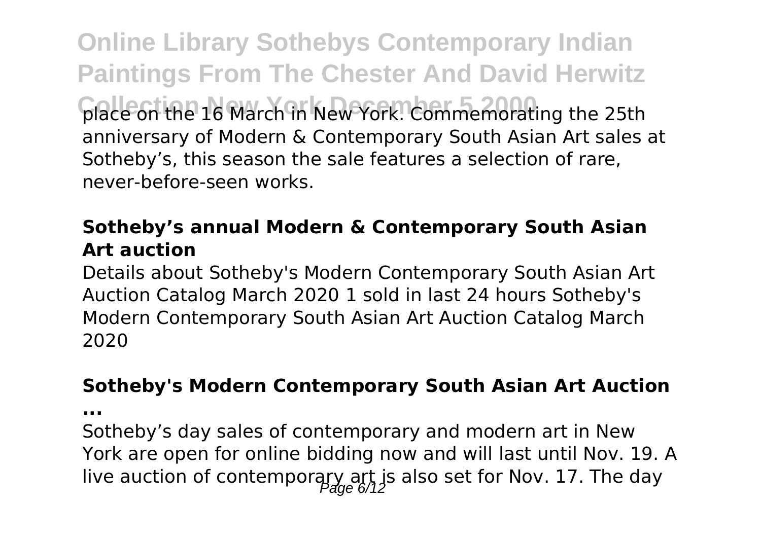place on the 16 March in New York. Commemorating the 25th anniversary of Modern & Contemporary South Asian Art sales at Sotheby's, this season the sale features a selection of rare, never-before-seen works.

### Sotheby's annual Modern & Contemporary South Asian Art auction

Details about Sotheby's Modern Contemporary South Asian Art Auction Catalog March 2020 1 sold in last 24 hours Sotheby's Modern Contemporary South Asian Art Auction Catalog March 2020

### Sotheby's Modern Contemporary South Asian Art Auction ...

Sotheby's day sales of contemporary and modern art in New York are open for online bidding now and will last until Nov. 19. A live auction of contemporary art is also set for Nov. 17. The day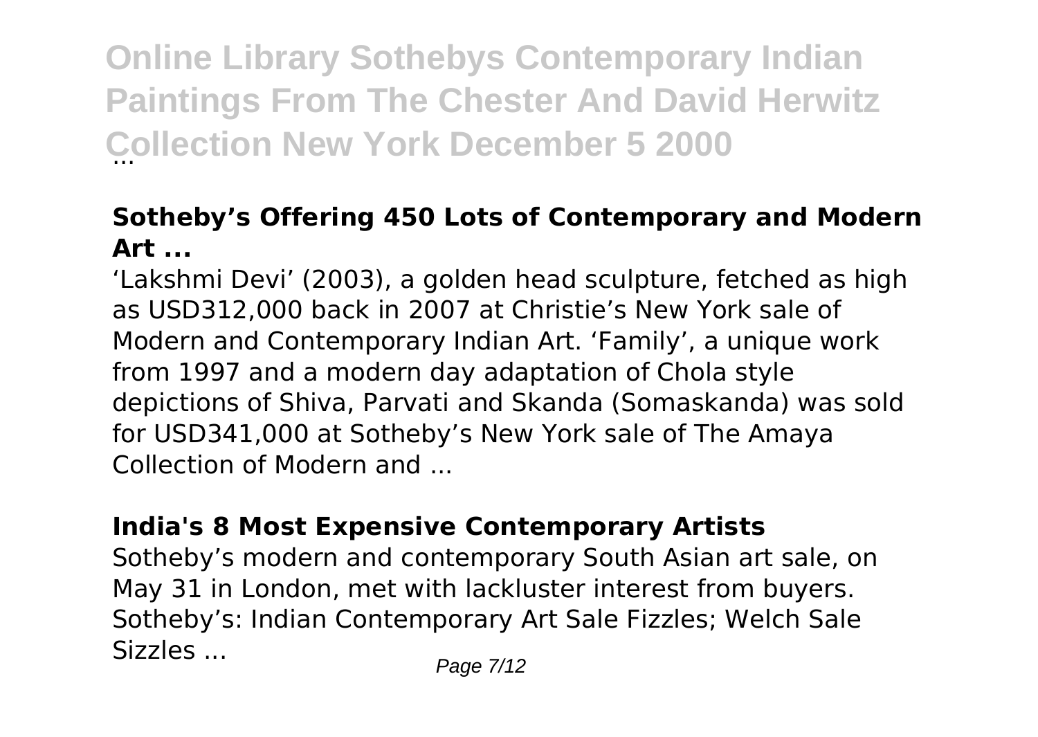**Sotheby's Offering 450 Lots of Contemporary and Modern Art ...**

'Lakshmi Devi' (2003), a golden head sculpture, fetched as high as USD312,000 back in 2007 at Christie's New York sale of Modern and Contemporary Indian Art. 'Family', a unique work from 1997 and a modern day adaptation of Chola style depictions of Shiva, Parvati and Skanda (Somaskanda) was sold for USD341,000 at Sotheby's New York sale of The Amaya Collection of Modern and ...

**India's 8 Most Expensive Contemporary Artists**

Sotheby's modern and contemporary South Asian art sale, on May 31 in London, met with lackluster interest from buyers. Sotheby's: Indian Contemporary Art Sale Fizzles; Welch Sale Sizzles ...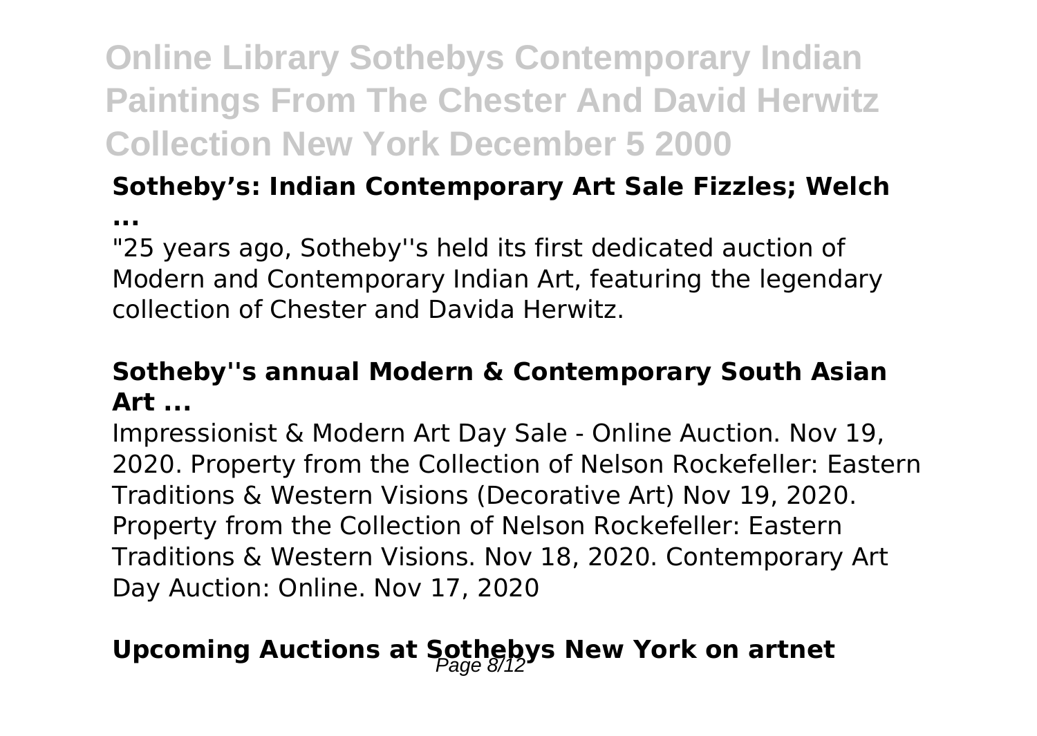### Sotheby’s: Indian Contemporary Art Sale Fizzles; Welch ...

"25 years ago, Sotheby''s held its first dedicated auction of Modern and Contemporary Indian Art, featuring the legendary collection of Chester and Davida Herwitz.

### Sotheby''s annual Modern & Contemporary South Asian Art ...

Impressionist & Modern Art Day Sale - Online Auction. Nov 19, 2020. Property from the Collection of Nelson Rockefeller: Eastern Traditions & Western Visions (Decorative Art) Nov 19, 2020. Property from the Collection of Nelson Rockefeller: Eastern Traditions & Western Visions. Nov 18, 2020. Contemporary Art Day Auction: Online. Nov 17, 2020

## Upcoming Auctions at Sothebys New York on artnet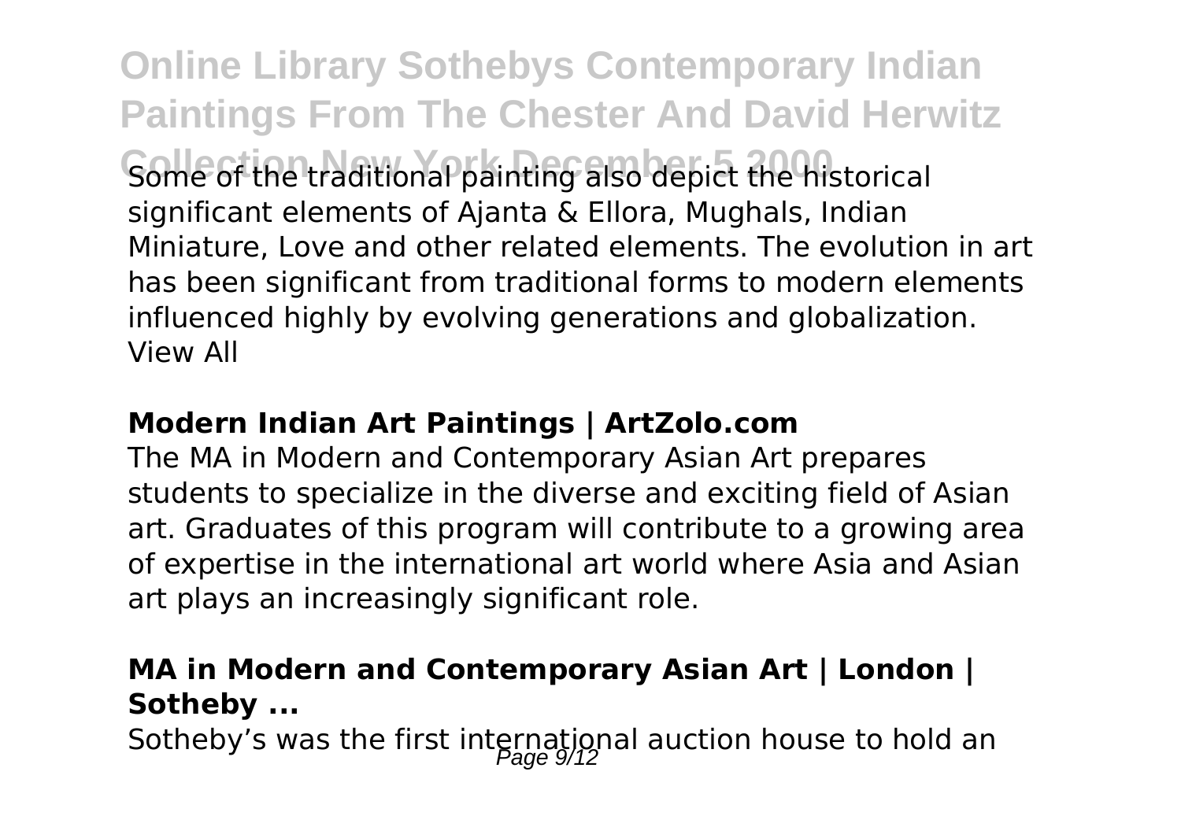Some of the traditional painting also depict the historical significant elements of Ajanta & Ellora, Mughals, Indian Miniature, Love and other related elements. The evolution in art has been significant from traditional forms to modern elements influenced highly by evolving generations and globalization. View All

### Modern Indian Art Paintings | ArtZolo.com

The MA in Modern and Contemporary Asian Art prepares students to specialize in the diverse and exciting field of Asian art. Graduates of this program will contribute to a growing area of expertise in the international art world where Asia and Asian art plays an increasingly significant role.

### MA in Modern and Contemporary Asian Art | London | Sotheby ...

Sotheby's was the first international auction house to hold an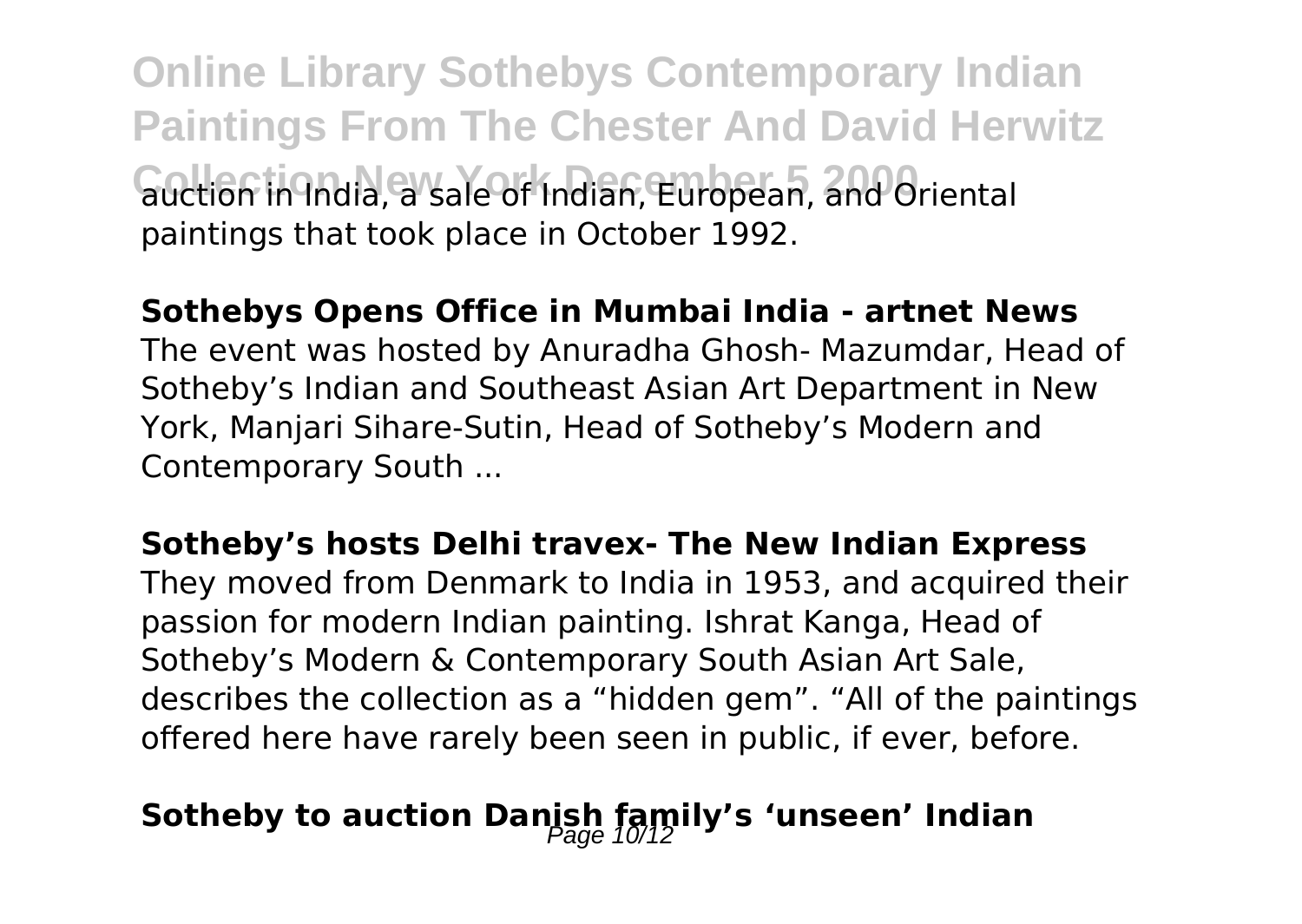auction in India, a sale of Indian, European, and Oriental paintings that took place in October 1992.

**Sothebys Opens Office in Mumbai India - artnet News**

The event was hosted by Anuradha Ghosh- Mazumdar, Head of Sotheby's Indian and Southeast Asian Art Department in New York, Manjari Sihare-Sutin, Head of Sotheby's Modern and Contemporary South ...

**Sotheby's hosts Delhi travex- The New Indian Express**

They moved from Denmark to India in 1953, and acquired their passion for modern Indian painting. Ishrat Kanga, Head of Sotheby's Modern & Contemporary South Asian Art Sale, describes the collection as a "hidden gem". "All of the paintings offered here have rarely been seen in public, if ever, before.

**Sotheby to auction Danish family's 'unseen' Indian**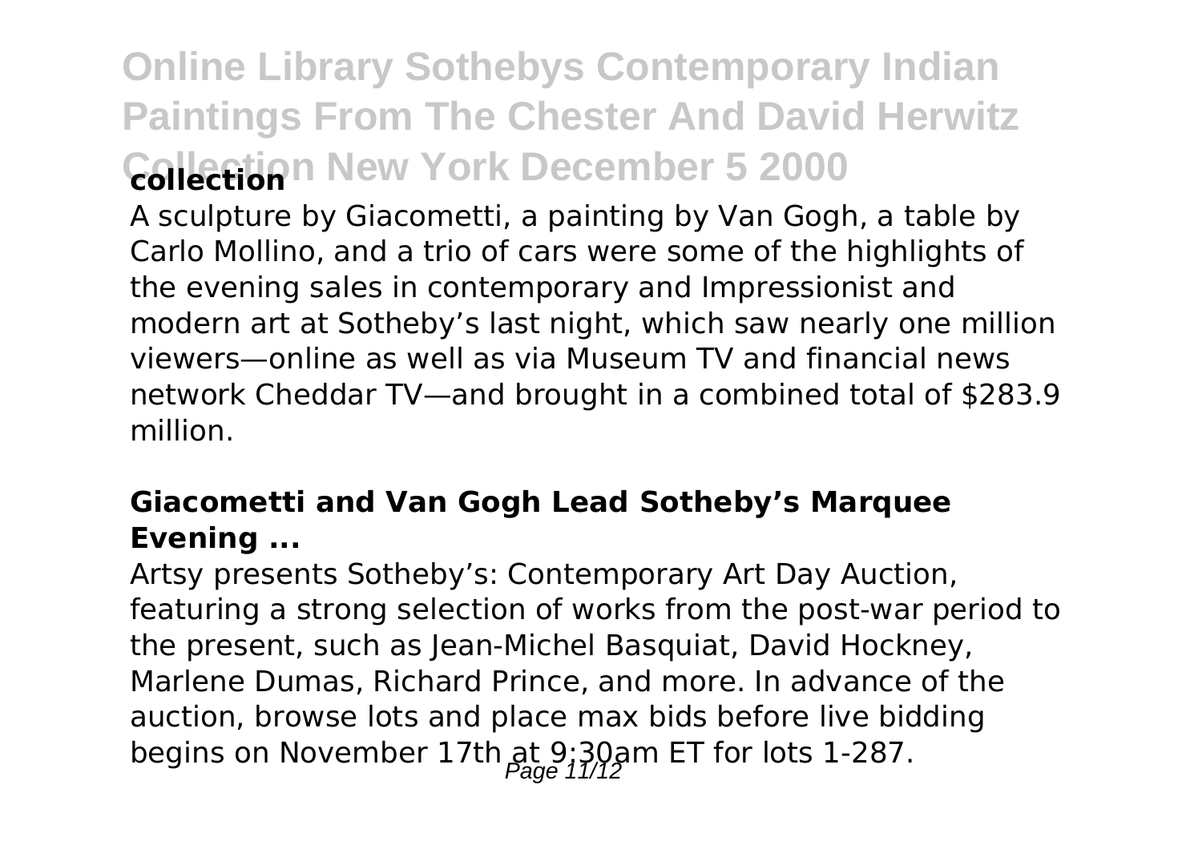A sculpture by Giacometti, a painting by Van Gogh, a table by Carlo Mollino, and a trio of cars were some of the highlights of the evening sales in contemporary and Impressionist and modern art at Sotheby's last night, which saw nearly one million viewers—online as well as via Museum TV and financial news network Cheddar TV—and brought in a combined total of $283.9 million.

### Giacometti and Van Gogh Lead Sotheby's Marquee Evening ...

Artsy presents Sotheby's: Contemporary Art Day Auction, featuring a strong selection of works from the post-war period to the present, such as Jean-Michel Basquiat, David Hockney, Marlene Dumas, Richard Prince, and more. In advance of the auction, browse lots and place max bids before live bidding begins on November 17th at 9:30am ET for lots 1-287.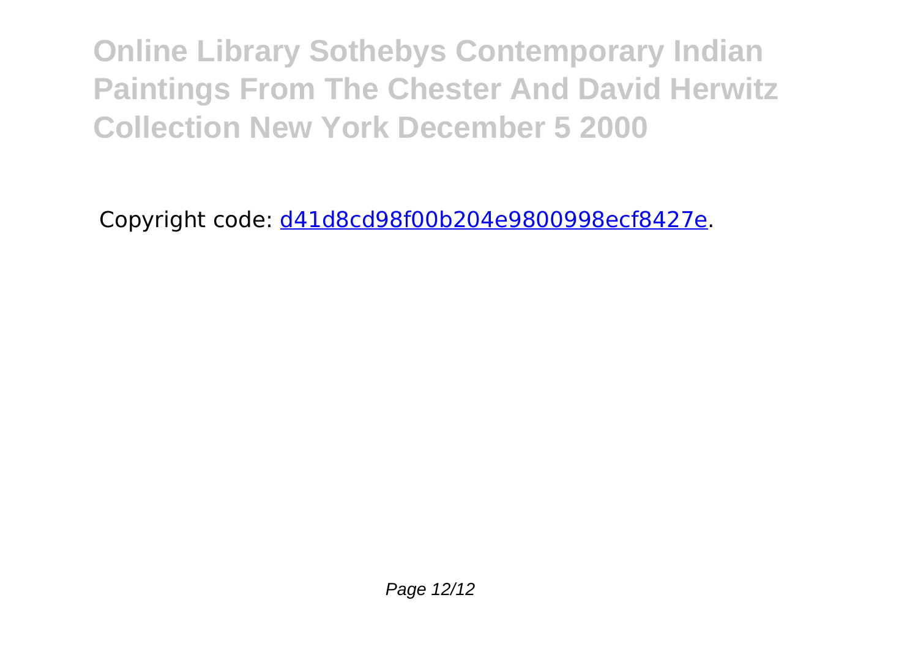Copyright code: [d41d8cd98f00b204e9800998ecf8427e](d41d8cd98f00b204e9800998ecf8427e).